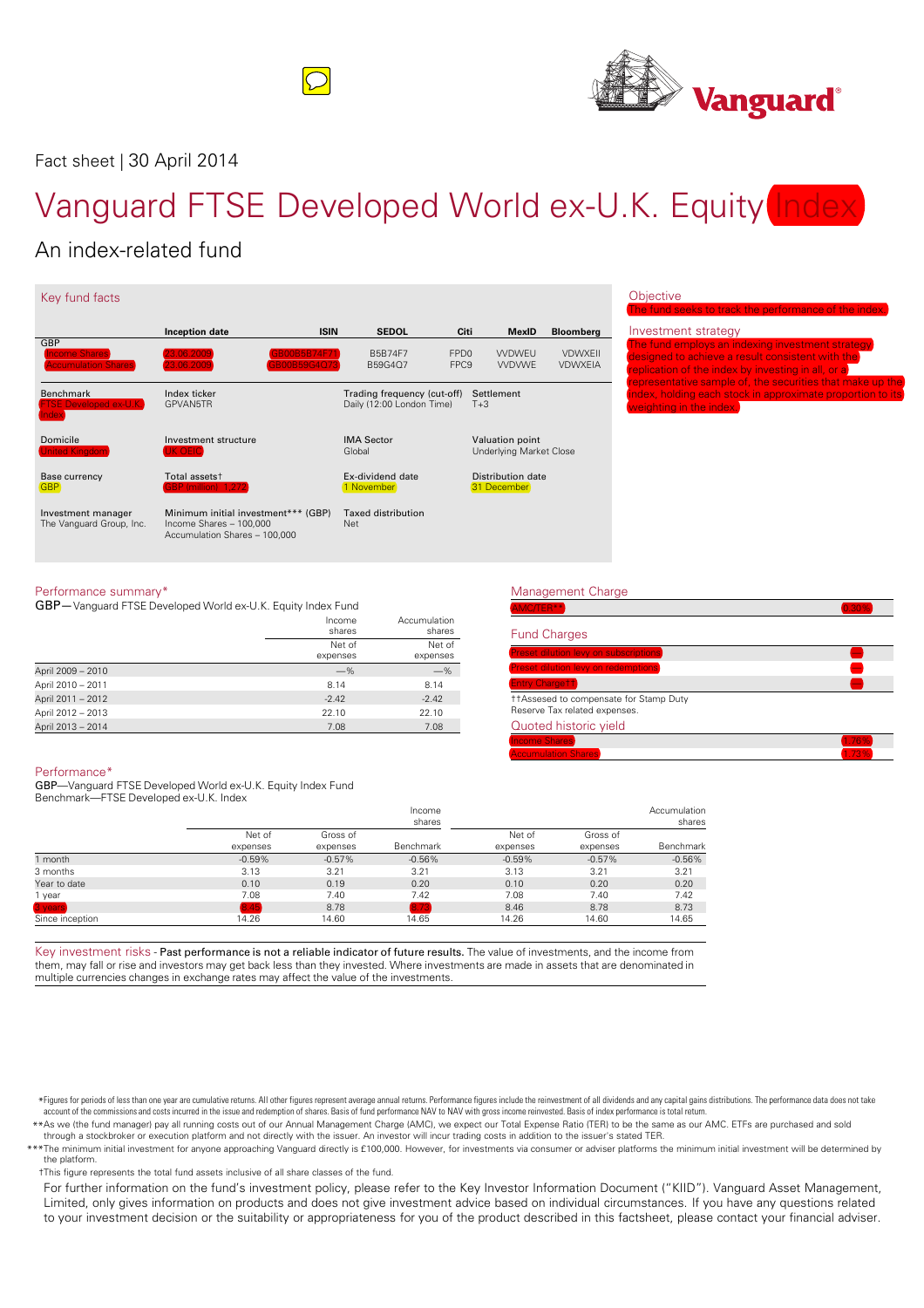Fact sheet | 30 April 2014

# Vanguard FTSE Developed World ex-U.K. Equity Index

## An index-related fund

### Key fund facts

| GBP | Inception date | ISIN | SEDOL | Citi | MexID | Bloomberg |
|---|---|---|---|---|---|---|
| Income Shares | 23.06.2009 | GB00B5B74F71 | B5B74F7 | FPD0 | VVDWEU | VDWXEII |
| Accumulation Shares | 23.06.2009 | GB00B59G4Q73 | B59G4Q7 | FPC9 | VVDWVE | VDWXEIA |

**Benchmark**
FTSE Developed ex-U.K. Index

**Index ticker**
GPVAN5TR

**Trading frequency (cut-off)**
Daily (12:00 London Time)

**Settlement**
T+3

**Domicile**
United Kingdom

**Investment structure**
UK OEIC

**IMA Sector**
Global

**Valuation point**
Underlying Market Close

**Base currency**
GBP

**Total assets†**
GBP (million) 1,272

**Ex-dividend date**
1 November

**Distribution date**
31 December

**Investment manager**
The Vanguard Group, Inc.

**Minimum initial investment*** (GBP)**
Income Shares – 100,000
Accumulation Shares – 100,000

**Taxed distribution**
Net

### Objective

The fund seeks to track the performance of the index.

### Investment strategy

The fund employs an indexing investment strategy designed to achieve a result consistent with the replication of the index by investing in all, or a representative sample of, the securities that make up the index, holding each stock in approximate proportion to its weighting in the index.

### Performance summary*

GBP—Vanguard FTSE Developed World ex-U.K. Equity Index Fund

| | Income shares | Accumulation shares |
|---|---|---|
| | Net of expenses | Net of expenses |
| April 2009 – 2010 | —% | —% |
| April 2010 – 2011 | 8.14 | 8.14 |
| April 2011 – 2012 | -2.42 | -2.42 |
| April 2012 – 2013 | 22.10 | 22.10 |
| April 2013 – 2014 | 7.08 | 7.08 |

### Management Charge

| | |
|---|---|
| AMC/TER** | 0.30% |

### Fund Charges

| | |
|---|---|
| Preset dilution levy on subscriptions | — |
| Preset dilution levy on redemptions | — |
| Entry Charge†† | — |

††Assesed to compensate for Stamp Duty Reserve Tax related expenses.

### Quoted historic yield

| | |
|---|---|
| Income Shares | 1.76% |
| Accumulation Shares | 1.73% |

### Performance*

GBP—Vanguard FTSE Developed World ex-U.K. Equity Index Fund
Benchmark—FTSE Developed ex-U.K. Index

| | Income shares | | | Accumulation shares | | |
|---|---|---|---|---|---|---|
| | Net of expenses | Gross of expenses | Benchmark | Net of expenses | Gross of expenses | Benchmark |
| 1 month | -0.59% | -0.57% | -0.56% | -0.59% | -0.57% | -0.56% |
| 3 months | 3.13 | 3.21 | 3.21 | 3.13 | 3.21 | 3.21 |
| Year to date | 0.10 | 0.19 | 0.20 | 0.10 | 0.20 | 0.20 |
| 1 year | 7.08 | 7.40 | 7.42 | 7.08 | 7.40 | 7.42 |
| 3 years | 8.46 | 8.78 | 8.73 | 8.46 | 8.78 | 8.73 |
| Since inception | 14.26 | 14.60 | 14.65 | 14.26 | 14.60 | 14.65 |

Key investment risks - **Past performance is not a reliable indicator of future results.** The value of investments, and the income from them, may fall or rise and investors may get back less than they invested. Where investments are made in assets that are denominated in multiple currencies changes in exchange rates may affect the value of the investments.

*Figures for periods of less than one year are cumulative returns. All other figures represent average annual returns. Performance figures include the reinvestment of all dividends and any capital gains distributions. The performance data does not take account of the commissions and costs incurred in the issue and redemption of shares. Basis of fund performance NAV to NAV with gross income reinvested. Basis of index performance is total return.

**As we (the fund manager) pay all running costs out of our Annual Management Charge (AMC), we expect our Total Expense Ratio (TER) to be the same as our AMC. ETFs are purchased and sold through a stockbroker or execution platform and not directly with the issuer. An investor will incur trading costs in addition to the issuer's stated TER.

***The minimum initial investment for anyone approaching Vanguard directly is £100,000. However, for investments via consumer or adviser platforms the minimum initial investment will be determined by the platform.

†This figure represents the total fund assets inclusive of all share classes of the fund.

For further information on the fund's investment policy, please refer to the Key Investor Information Document ("KIID"). Vanguard Asset Management, Limited, only gives information on products and does not give investment advice based on individual circumstances. If you have any questions related to your investment decision or the suitability or appropriateness for you of the product described in this factsheet, please contact your financial adviser.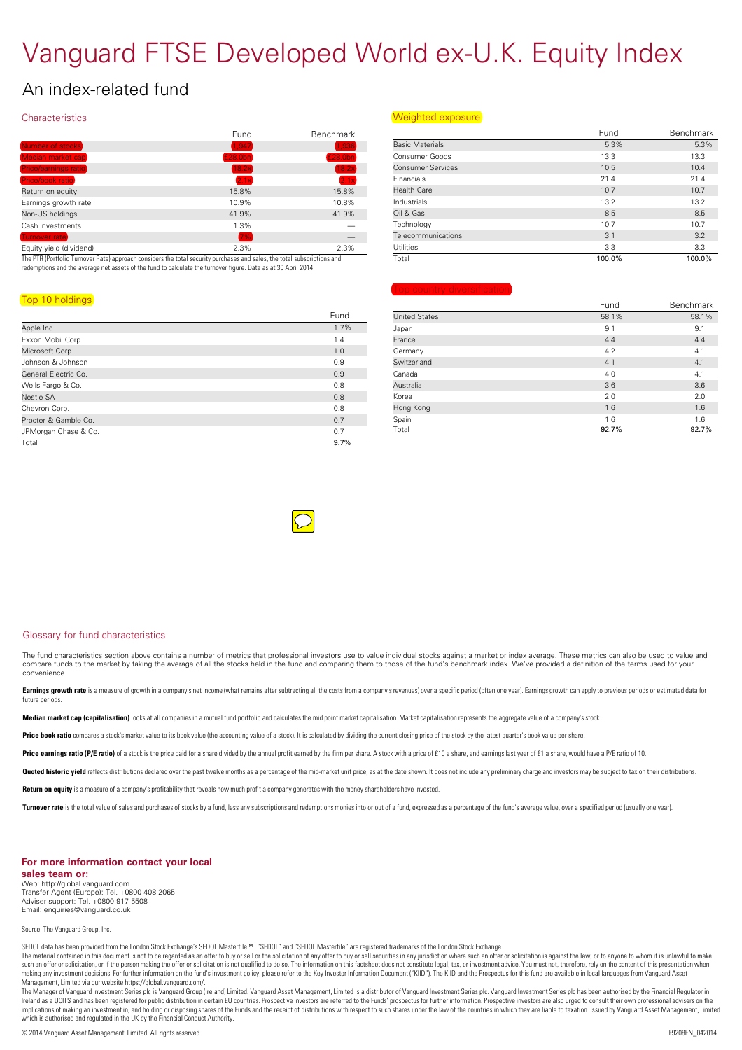# Vanguard FTSE Developed World ex-U.K. Equity Index

## An index-related fund

### Characteristics

| | Fund | Benchmark |
|---|---|---|
| Number of stocks | 1,947 | 1,956 |
| Median market cap | £28.0bn | £28.0bn |
| Price/earnings ratio | 18.2x | 18.2x |
| Price/book ratio | 2.1x | 2.1x |
| Return on equity | 15.8% | 15.8% |
| Earnings growth rate | 10.9% | 10.8% |
| Non-US holdings | 41.9% | 41.9% |
| Cash investments | 1.3% | — |
| Turnover rate | 7% | — |
| Equity yield (dividend) | 2.3% | 2.3% |

The PTR (Portfolio Turnover Rate) approach considers the total security purchases and sales, the total subscriptions and redemptions and the average net assets of the fund to calculate the turnover figure. Data as at 30 April 2014.

### Weighted exposure

| | Fund | Benchmark |
|---|---|---|
| Basic Materials | 5.3% | 5.3% |
| Consumer Goods | 13.3 | 13.3 |
| Consumer Services | 10.5 | 10.4 |
| Financials | 21.4 | 21.4 |
| Health Care | 10.7 | 10.7 |
| Industrials | 13.2 | 13.2 |
| Oil & Gas | 8.5 | 8.5 |
| Technology | 10.7 | 10.7 |
| Telecommunications | 3.1 | 3.2 |
| Utilities | 3.3 | 3.3 |
| Total | 100.0% | 100.0% |

### Top 10 holdings

| | Fund |
|---|---|
| Apple Inc. | 1.7% |
| Exxon Mobil Corp. | 1.4 |
| Microsoft Corp. | 1.0 |
| Johnson & Johnson | 0.9 |
| General Electric Co. | 0.9 |
| Wells Fargo & Co. | 0.8 |
| Nestle SA | 0.8 |
| Chevron Corp. | 0.8 |
| Procter & Gamble Co. | 0.7 |
| JPMorgan Chase & Co. | 0.7 |
| Total | 9.7% |

### Top country diversification

| | Fund | Benchmark |
|---|---|---|
| United States | 58.1% | 58.1% |
| Japan | 9.1 | 9.1 |
| France | 4.4 | 4.4 |
| Germany | 4.2 | 4.1 |
| Switzerland | 4.1 | 4.1 |
| Canada | 4.0 | 4.1 |
| Australia | 3.6 | 3.6 |
| Korea | 2.0 | 2.0 |
| Hong Kong | 1.6 | 1.6 |
| Spain | 1.6 | 1.6 |
| Total | 92.7% | 92.7% |

### Glossary for fund characteristics

The fund characteristics section above contains a number of metrics that professional investors use to value individual stocks against a market or index average. These metrics can also be used to value and compare funds to the market by taking the average of all the stocks held in the fund and comparing them to those of the fund's benchmark index. We've provided a definition of the terms used for your convenience.

**Earnings growth rate** is a measure of growth in a company's net income (what remains after subtracting all the costs from a company's revenues) over a specific period (often one year). Earnings growth can apply to previous periods or estimated data for future periods.

**Median market cap (capitalisation)** looks at all companies in a mutual fund portfolio and calculates the mid point market capitalisation. Market capitalisation represents the aggregate value of a company's stock.

**Price book ratio** compares a stock's market value to its book value (the accounting value of a stock). It is calculated by dividing the current closing price of the stock by the latest quarter's book value per share.

**Price earnings ratio (P/E ratio)** of a stock is the price paid for a share divided by the annual profit earned by the firm per share. A stock with a price of £10 a share, and earnings last year of £1 a share, would have a P/E ratio of 10.

**Quoted historic yield** reflects distributions declared over the past twelve months as a percentage of the mid-market unit price, as at the date shown. It does not include any preliminary charge and investors may be subject to tax on their distributions.

**Return on equity** is a measure of a company's profitability that reveals how much profit a company generates with the money shareholders have invested.

**Turnover rate** is the total value of sales and purchases of stocks by a fund, less any subscriptions and redemptions monies into or out of a fund, expressed as a percentage of the fund's average value, over a specified period (usually one year).

**For more information contact your local sales team or:**

Web: http://global.vanguard.com
Transfer Agent (Europe): Tel. +0800 408 2065
Adviser support: Tel. +0800 917 5508
Email: enquiries@vanguard.co.uk

Source: The Vanguard Group, Inc.

SEDOL data has been provided from the London Stock Exchange's SEDOL Masterfile™. "SEDOL" and "SEDOL Masterfile" are registered trademarks of the London Stock Exchange.

The material contained in this document is not to be regarded as an offer to buy or sell or the solicitation of any offer to buy or sell securities in any jurisdiction where such an offer or solicitation is against the law, or to anyone to whom it is unlawful to make such an offer or solicitation, or if the person making the offer or solicitation is not qualified to do so. The information on this factsheet does not constitute legal, tax, or investment advice. You must not, therefore, rely on the content of this presentation when making any investment decisions. For further information on the fund's investment policy, please refer to the Key Investor Information Document ("KIID"). The KIID and the Prospectus for this fund are available in local languages from Vanguard Asset Management, Limited via our website https://global.vanguard.com/.

The Manager of Vanguard Investment Series plc is Vanguard Group (Ireland) Limited. Vanguard Asset Management, Limited is a distributor of Vanguard Investment Series plc. Vanguard Investment Series plc has been authorised by the Financial Regulator in Ireland as a UCITS and has been registered for public distribution in certain EU countries. Prospective investors are referred to the Funds' prospectus for further information. Prospective investors are also urged to consult their own professional advisers on the implications of making an investment in, and holding or disposing shares of the Funds and the receipt of distributions with respect to such shares under the law of the countries in which they are liable to taxation. Issued by Vanguard Asset Management, Limited which is authorised and regulated in the UK by the Financial Conduct Authority.

© 2014 Vanguard Asset Management, Limited. All rights reserved.

F9208EN_042014